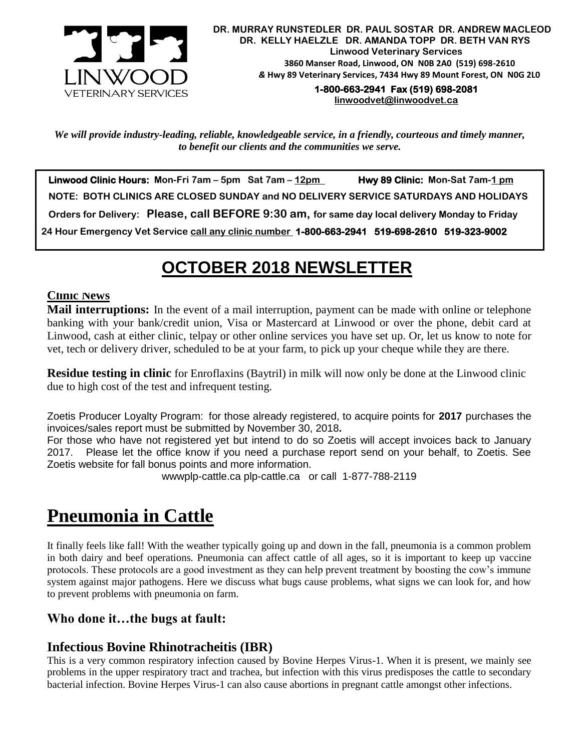**DR. MURRAY RUNSTEDLER DR. PAUL SOSTAR DR. ANDREW MACLEOD**
**DR. KELLY HAELZLE DR. AMANDA TOPP DR. BETH VAN RYS**
**Linwood Veterinary Services**
**3860 Manser Road, Linwood, ON N0B 2A0 (519) 698-2610**
**& Hwy 89 Veterinary Services, 7434 Hwy 89 Mount Forest, ON N0G 2L0**
**1-800-663-2941 Fax (519) 698-2081**
**linwoodvet@linwoodvet.ca**

LINWOOD VETERINARY SERVICES

*We will provide industry-leading, reliable, knowledgeable service, in a friendly, courteous and timely manner, to benefit our clients and the communities we serve.*

**Linwood Clinic Hours: Mon-Fri 7am – 5pm Sat 7am – 12pm** **Hwy 89 Clinic: Mon-Sat 7am-1 pm**

**NOTE: BOTH CLINICS ARE CLOSED SUNDAY and NO DELIVERY SERVICE SATURDAYS AND HOLIDAYS**

**Orders for Delivery: Please, call BEFORE 9:30 am, for same day local delivery Monday to Friday**

**24 Hour Emergency Vet Service call any clinic number 1-800-663-2941 519-698-2610 519-323-9002**

# OCTOBER 2018 NEWSLETTER

### Clinic News

**Mail interruptions:** In the event of a mail interruption, payment can be made with online or telephone banking with your bank/credit union, Visa or Mastercard at Linwood or over the phone, debit card at Linwood, cash at either clinic, telpay or other online services you have set up. Or, let us know to note for vet, tech or delivery driver, scheduled to be at your farm, to pick up your cheque while they are there.

**Residue testing in clinic** for Enroflaxins (Baytril) in milk will now only be done at the Linwood clinic due to high cost of the test and infrequent testing.

Zoetis Producer Loyalty Program: for those already registered, to acquire points for **2017** purchases the invoices/sales report must be submitted by November 30, 2018**.**
For those who have not registered yet but intend to do so Zoetis will accept invoices back to January 2017. Please let the office know if you need a purchase report send on your behalf, to Zoetis. See Zoetis website for fall bonus points and more information.

wwwplp-cattle.ca plp-cattle.ca or call 1-877-788-2119

# Pneumonia in Cattle

It finally feels like fall! With the weather typically going up and down in the fall, pneumonia is a common problem in both dairy and beef operations. Pneumonia can affect cattle of all ages, so it is important to keep up vaccine protocols. These protocols are a good investment as they can help prevent treatment by boosting the cow's immune system against major pathogens. Here we discuss what bugs cause problems, what signs we can look for, and how to prevent problems with pneumonia on farm.

## Who done it…the bugs at fault:

## Infectious Bovine Rhinotracheitis (IBR)

This is a very common respiratory infection caused by Bovine Herpes Virus-1. When it is present, we mainly see problems in the upper respiratory tract and trachea, but infection with this virus predisposes the cattle to secondary bacterial infection. Bovine Herpes Virus-1 can also cause abortions in pregnant cattle amongst other infections.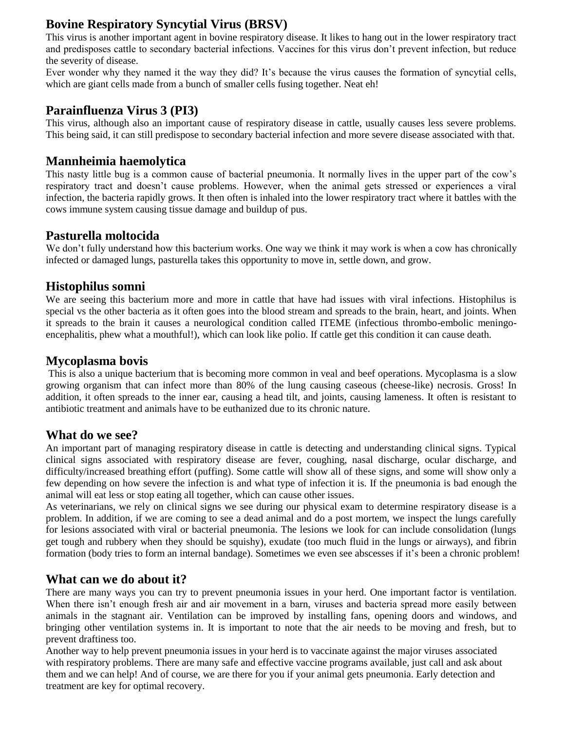## Bovine Respiratory Syncytial Virus (BRSV)

This virus is another important agent in bovine respiratory disease. It likes to hang out in the lower respiratory tract and predisposes cattle to secondary bacterial infections. Vaccines for this virus don't prevent infection, but reduce the severity of disease.

Ever wonder why they named it the way they did? It's because the virus causes the formation of syncytial cells, which are giant cells made from a bunch of smaller cells fusing together. Neat eh!

## Parainfluenza Virus 3 (PI3)

This virus, although also an important cause of respiratory disease in cattle, usually causes less severe problems. This being said, it can still predispose to secondary bacterial infection and more severe disease associated with that.

## Mannheimia haemolytica

This nasty little bug is a common cause of bacterial pneumonia. It normally lives in the upper part of the cow's respiratory tract and doesn't cause problems. However, when the animal gets stressed or experiences a viral infection, the bacteria rapidly grows. It then often is inhaled into the lower respiratory tract where it battles with the cows immune system causing tissue damage and buildup of pus.

## Pasturella moltocida

We don't fully understand how this bacterium works. One way we think it may work is when a cow has chronically infected or damaged lungs, pasturella takes this opportunity to move in, settle down, and grow.

## Histophilus somni

We are seeing this bacterium more and more in cattle that have had issues with viral infections. Histophilus is special vs the other bacteria as it often goes into the blood stream and spreads to the brain, heart, and joints. When it spreads to the brain it causes a neurological condition called ITEME (infectious thrombo-embolic meningo-encephalitis, phew what a mouthful!), which can look like polio. If cattle get this condition it can cause death.

## Mycoplasma bovis

This is also a unique bacterium that is becoming more common in veal and beef operations. Mycoplasma is a slow growing organism that can infect more than 80% of the lung causing caseous (cheese-like) necrosis. Gross! In addition, it often spreads to the inner ear, causing a head tilt, and joints, causing lameness. It often is resistant to antibiotic treatment and animals have to be euthanized due to its chronic nature.

## What do we see?

An important part of managing respiratory disease in cattle is detecting and understanding clinical signs. Typical clinical signs associated with respiratory disease are fever, coughing, nasal discharge, ocular discharge, and difficulty/increased breathing effort (puffing). Some cattle will show all of these signs, and some will show only a few depending on how severe the infection is and what type of infection it is. If the pneumonia is bad enough the animal will eat less or stop eating all together, which can cause other issues.

As veterinarians, we rely on clinical signs we see during our physical exam to determine respiratory disease is a problem. In addition, if we are coming to see a dead animal and do a post mortem, we inspect the lungs carefully for lesions associated with viral or bacterial pneumonia. The lesions we look for can include consolidation (lungs get tough and rubbery when they should be squishy), exudate (too much fluid in the lungs or airways), and fibrin formation (body tries to form an internal bandage). Sometimes we even see abscesses if it's been a chronic problem!

## What can we do about it?

There are many ways you can try to prevent pneumonia issues in your herd. One important factor is ventilation. When there isn't enough fresh air and air movement in a barn, viruses and bacteria spread more easily between animals in the stagnant air. Ventilation can be improved by installing fans, opening doors and windows, and bringing other ventilation systems in. It is important to note that the air needs to be moving and fresh, but to prevent draftiness too.

Another way to help prevent pneumonia issues in your herd is to vaccinate against the major viruses associated with respiratory problems. There are many safe and effective vaccine programs available, just call and ask about them and we can help! And of course, we are there for you if your animal gets pneumonia. Early detection and treatment are key for optimal recovery.